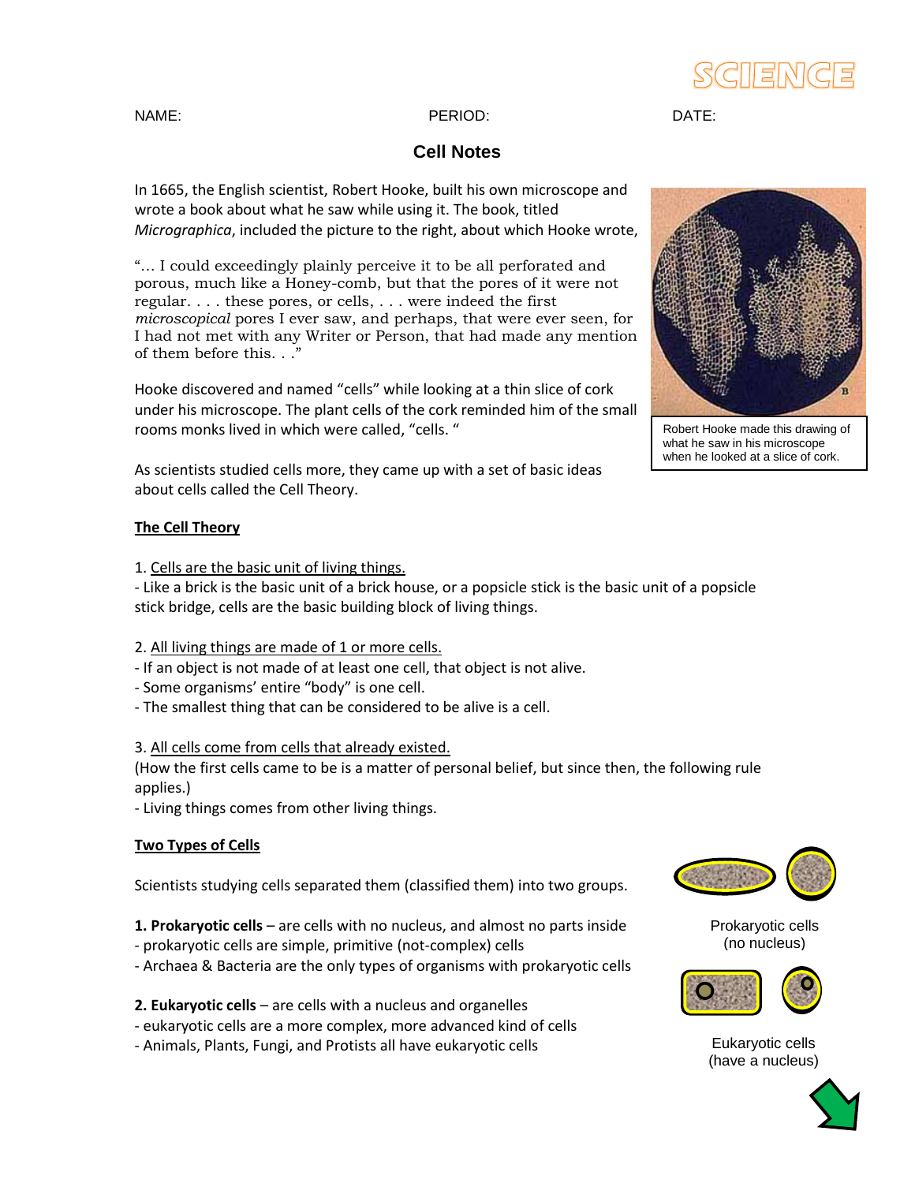NAME: PERIOD: DATE:

# Cell Notes

In 1665, the English scientist, Robert Hooke, built his own microscope and wrote a book about what he saw while using it. The book, titled *Micrographica*, included the picture to the right, about which Hooke wrote,

"… I could exceedingly plainly perceive it to be all perforated and porous, much like a Honey-comb, but that the pores of it were not regular. . . . these pores, or cells, . . . were indeed the first *microscopical* pores I ever saw, and perhaps, that were ever seen, for I had not met with any Writer or Person, that had made any mention of them before this. . ."

Robert Hooke made this drawing of what he saw in his microscope when he looked at a slice of cork.

Hooke discovered and named "cells" while looking at a thin slice of cork under his microscope. The plant cells of the cork reminded him of the small rooms monks lived in which were called, "cells. "

As scientists studied cells more, they came up with a set of basic ideas about cells called the Cell Theory.

## The Cell Theory

1. Cells are the basic unit of living things.
- Like a brick is the basic unit of a brick house, or a popsicle stick is the basic unit of a popsicle stick bridge, cells are the basic building block of living things.

2. All living things are made of 1 or more cells.
- If an object is not made of at least one cell, that object is not alive.
- Some organisms' entire "body" is one cell.
- The smallest thing that can be considered to be alive is a cell.

3. All cells come from cells that already existed.
(How the first cells came to be is a matter of personal belief, but since then, the following rule applies.)
- Living things comes from other living things.

## Two Types of Cells

Scientists studying cells separated them (classified them) into two groups.

**1. Prokaryotic cells** – are cells with no nucleus, and almost no parts inside
- prokaryotic cells are simple, primitive (not-complex) cells
- Archaea & Bacteria are the only types of organisms with prokaryotic cells

Prokaryotic cells (no nucleus)

**2. Eukaryotic cells** – are cells with a nucleus and organelles
- eukaryotic cells are a more complex, more advanced kind of cells
- Animals, Plants, Fungi, and Protists all have eukaryotic cells

Eukaryotic cells (have a nucleus)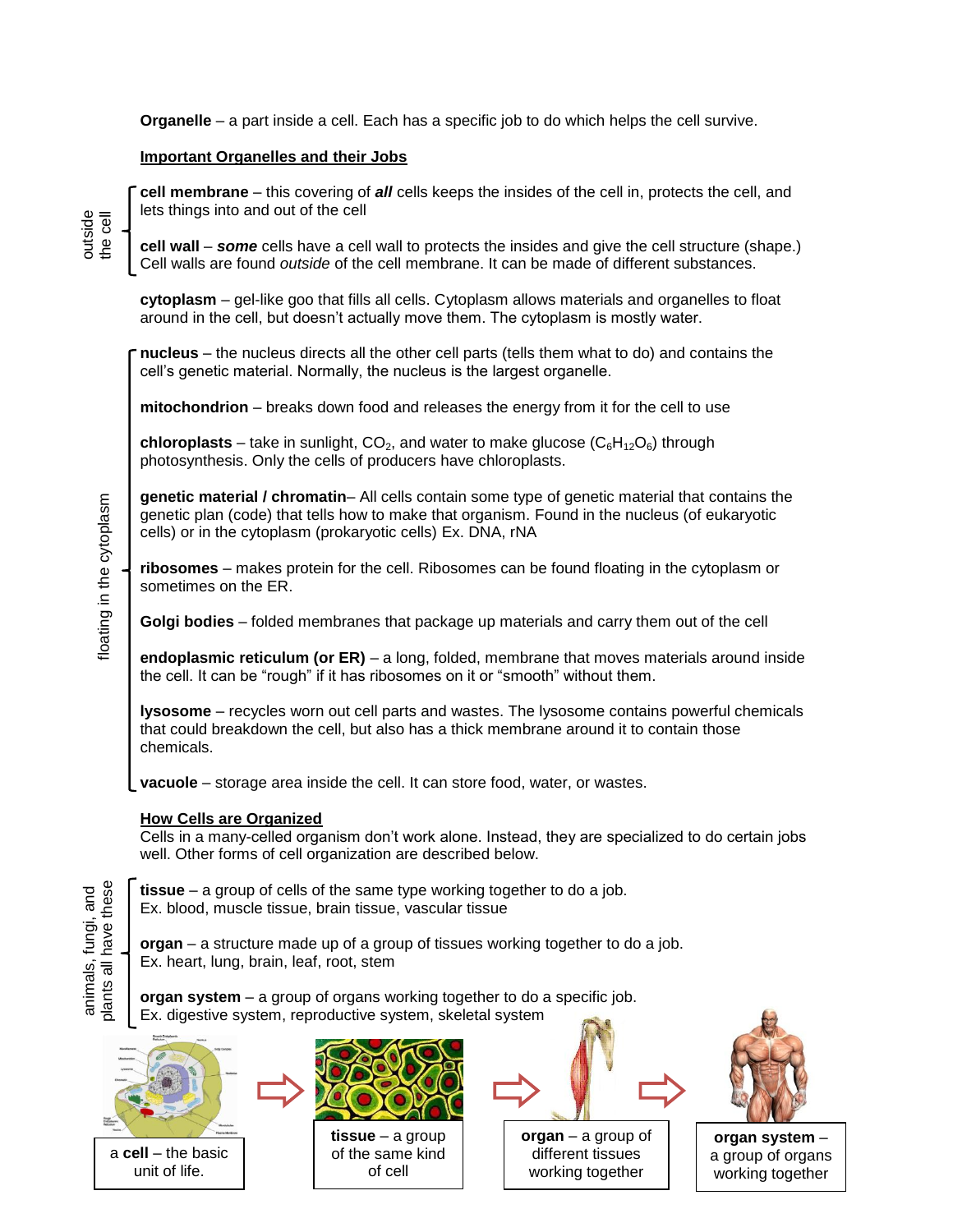**Organelle** – a part inside a cell. Each has a specific job to do which helps the cell survive.

## Important Organelles and their Jobs

*outside the cell*

**cell membrane** – this covering of ***all*** cells keeps the insides of the cell in, protects the cell, and lets things into and out of the cell

**cell wall** – ***some*** cells have a cell wall to protects the insides and give the cell structure (shape.) Cell walls are found *outside* of the cell membrane. It can be made of different substances.

**cytoplasm** – gel-like goo that fills all cells. Cytoplasm allows materials and organelles to float around in the cell, but doesn't actually move them. The cytoplasm is mostly water.

*floating in the cytoplasm*

**nucleus** – the nucleus directs all the other cell parts (tells them what to do) and contains the cell's genetic material. Normally, the nucleus is the largest organelle.

**mitochondrion** – breaks down food and releases the energy from it for the cell to use

**chloroplasts** – take in sunlight, $CO_2$, and water to make glucose ($C_6H_{12}O_6$) through photosynthesis. Only the cells of producers have chloroplasts.

**genetic material / chromatin**– All cells contain some type of genetic material that contains the genetic plan (code) that tells how to make that organism. Found in the nucleus (of eukaryotic cells) or in the cytoplasm (prokaryotic cells) Ex. DNA, rNA

**ribosomes** – makes protein for the cell. Ribosomes can be found floating in the cytoplasm or sometimes on the ER.

**Golgi bodies** – folded membranes that package up materials and carry them out of the cell

**endoplasmic reticulum (or ER)** – a long, folded, membrane that moves materials around inside the cell. It can be "rough" if it has ribosomes on it or "smooth" without them.

**lysosome** – recycles worn out cell parts and wastes. The lysosome contains powerful chemicals that could breakdown the cell, but also has a thick membrane around it to contain those chemicals.

**vacuole** – storage area inside the cell. It can store food, water, or wastes.

## How Cells are Organized

Cells in a many-celled organism don't work alone. Instead, they are specialized to do certain jobs well. Other forms of cell organization are described below.

*animals, fungi, and plants all have these*

**tissue** – a group of cells of the same type working together to do a job.
Ex. blood, muscle tissue, brain tissue, vascular tissue

**organ** – a structure made up of a group of tissues working together to do a job.
Ex. heart, lung, brain, leaf, root, stem

**organ system** – a group of organs working together to do a specific job.
Ex. digestive system, reproductive system, skeletal system

a **cell** – the basic unit of life.

**tissue** – a group of the same kind of cell

**organ** – a group of different tissues working together

**organ system** – a group of organs working together